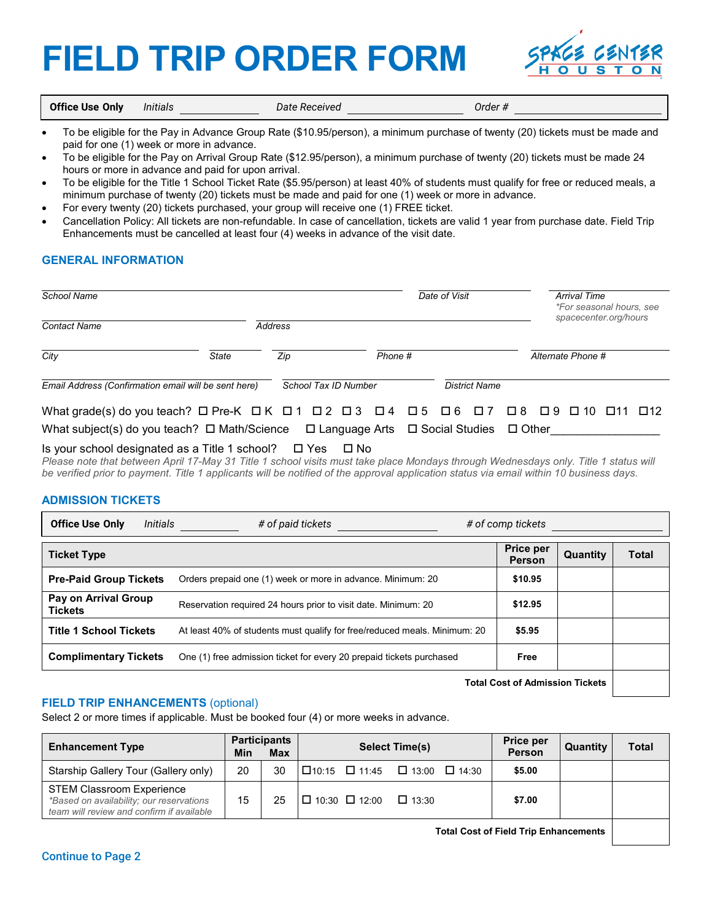# FIELD TRIP ORDER FORM

SPACE CENTER HOUSTON

| **Office Use Only** | *Initials* ________ | *Date Received* ________ | *Order #* ________ |
|---|---|---|---|

- To be eligible for the Pay in Advance Group Rate ($10.95/person), a minimum purchase of twenty (20) tickets must be made and paid for one (1) week or more in advance.
- To be eligible for the Pay on Arrival Group Rate ($12.95/person), a minimum purchase of twenty (20) tickets must be made 24 hours or more in advance and paid for upon arrival.
- To be eligible for the Title 1 School Ticket Rate ($5.95/person) at least 40% of students must qualify for free or reduced meals, a minimum purchase of twenty (20) tickets must be made and paid for one (1) week or more in advance.
- For every twenty (20) tickets purchased, your group will receive one (1) FREE ticket.
- Cancellation Policy: All tickets are non-refundable. In case of cancellation, tickets are valid 1 year from purchase date. Field Trip Enhancements must be cancelled at least four (4) weeks in advance of the visit date.

## GENERAL INFORMATION

*School Name* ________ *Date of Visit* ________ *Arrival Time*
*\*For seasonal hours, see spacecenter.org/hours*

*Contact Name* ________ *Address* ________

*City* ________ *State* ________ *Zip* ________ *Phone #* ________ *Alternate Phone #* ________

*Email Address (Confirmation email will be sent here)* ________ *School Tax ID Number* ________ *District Name* ________

What grade(s) do you teach? ☐ Pre-K ☐ K ☐ 1 ☐ 2 ☐ 3 ☐ 4 ☐ 5 ☐ 6 ☐ 7 ☐ 8 ☐ 9 ☐ 10 ☐ 11 ☐ 12

What subject(s) do you teach? ☐ Math/Science ☐ Language Arts ☐ Social Studies ☐ Other________________

Is your school designated as a Title 1 school? ☐ Yes ☐ No

*Please note that between April 17-May 31 Title 1 school visits must take place Mondays through Wednesdays only. Title 1 status will be verified prior to payment. Title 1 applicants will be notified of the approval application status via email within 10 business days.*

## ADMISSION TICKETS

| **Office Use Only** | *Initials* ________ | *# of paid tickets* ________ | *# of comp tickets* ________ |
|---|---|---|---|

| Ticket Type | | Price per Person | Quantity | Total |
|---|---|---|---|---|
| **Pre-Paid Group Tickets** | Orders prepaid one (1) week or more in advance. Minimum: 20 | **$10.95** | | |
| **Pay on Arrival Group Tickets** | Reservation required 24 hours prior to visit date. Minimum: 20 | **$12.95** | | |
| **Title 1 School Tickets** | At least 40% of students must qualify for free/reduced meals. Minimum: 20 | **$5.95** | | |
| **Complimentary Tickets** | One (1) free admission ticket for every 20 prepaid tickets purchased | **Free** | | |
| | | | **Total Cost of Admission Tickets** | |

## FIELD TRIP ENHANCEMENTS (optional)

Select 2 or more times if applicable. Must be booked four (4) or more weeks in advance.

| Enhancement Type | Participants Min | Participants Max | Select Time(s) | Price per Person | Quantity | Total |
|---|---|---|---|---|---|---|
| Starship Gallery Tour (Gallery only) | 20 | 30 | ☐ 10:15 ☐ 11:45 ☐ 13:00 ☐ 14:30 | **$5.00** | | |
| STEM Classroom Experience *\*Based on availability; our reservations team will review and confirm if available* | 15 | 25 | ☐ 10:30 ☐ 12:00 ☐ 13:30 | **$7.00** | | |
| | | | | | **Total Cost of Field Trip Enhancements** | |

**Continue to Page 2**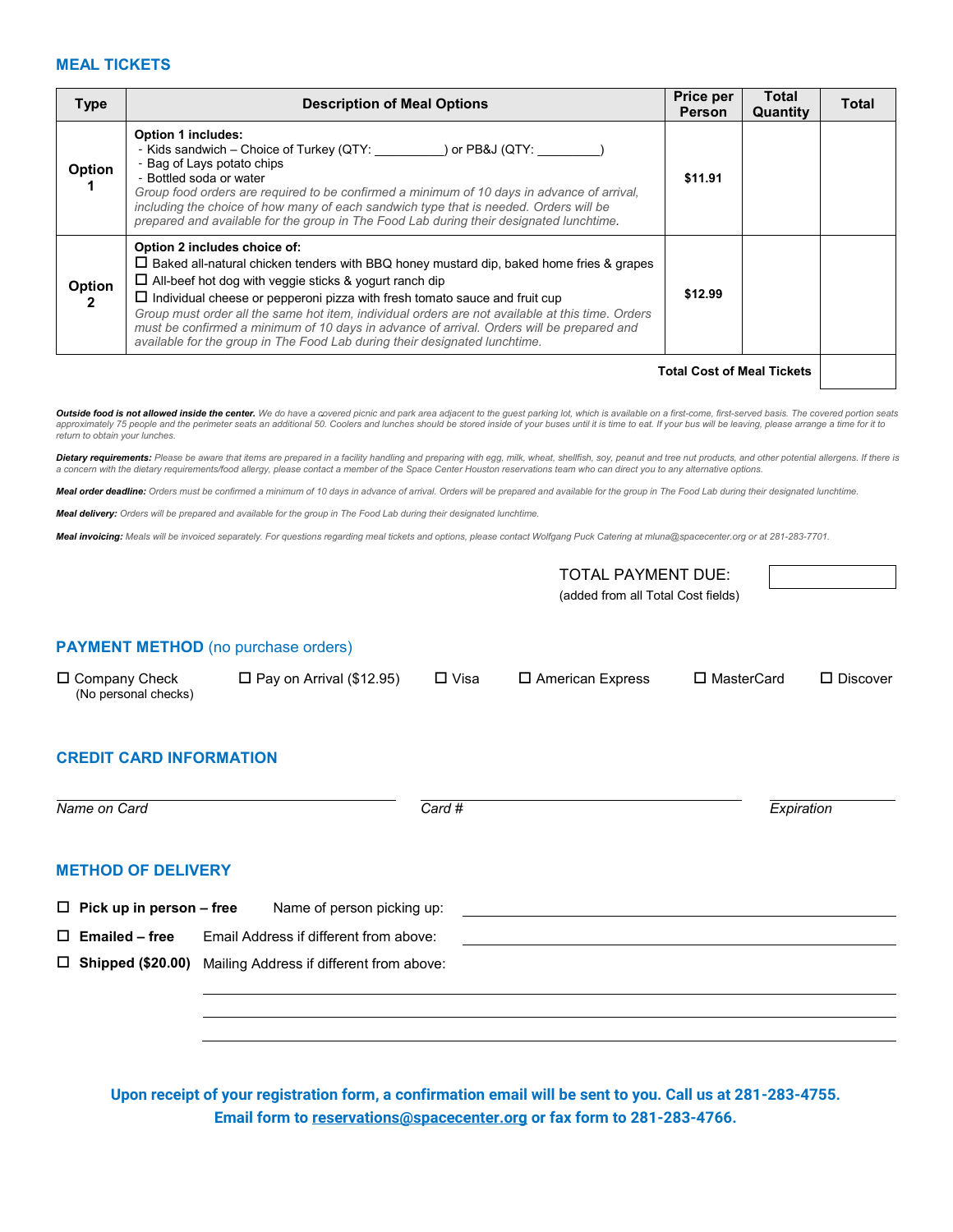## MEAL TICKETS

| Type | Description of Meal Options | Price per Person | Total Quantity | Total |
|---|---|---|---|---|
| Option 1 | **Option 1 includes:**<br>- Kids sandwich – Choice of Turkey (QTY: __________) or PB&J (QTY: _________)<br>- Bag of Lays potato chips<br>- Bottled soda or water<br>*Group food orders are required to be confirmed a minimum of 10 days in advance of arrival, including the choice of how many of each sandwich type that is needed. Orders will be prepared and available for the group in The Food Lab during their designated lunchtime.* | **$11.91** | | |
| Option 2 | **Option 2 includes choice of:**<br>☐ Baked all-natural chicken tenders with BBQ honey mustard dip, baked home fries & grapes<br>☐ All-beef hot dog with veggie sticks & yogurt ranch dip<br>☐ Individual cheese or pepperoni pizza with fresh tomato sauce and fruit cup<br>*Group must order all the same hot item, individual orders are not available at this time. Orders must be confirmed a minimum of 10 days in advance of arrival. Orders will be prepared and available for the group in The Food Lab during their designated lunchtime.* | **$12.99** | | |
| | | | **Total Cost of Meal Tickets** | |

***Outside food is not allowed inside the center.*** *We do have a covered picnic and park area adjacent to the guest parking lot, which is available on a first-come, first-served basis. The covered portion seats approximately 75 people and the perimeter seats an additional 50. Coolers and lunches should be stored inside of your buses until it is time to eat. If your bus will be leaving, please arrange a time for it to return to obtain your lunches.*

***Dietary requirements:*** *Please be aware that items are prepared in a facility handling and preparing with egg, milk, wheat, shellfish, soy, peanut and tree nut products, and other potential allergens. If there is a concern with the dietary requirements/food allergy, please contact a member of the Space Center Houston reservations team who can direct you to any alternative options.*

***Meal order deadline:*** *Orders must be confirmed a minimum of 10 days in advance of arrival. Orders will be prepared and available for the group in The Food Lab during their designated lunchtime.*

***Meal delivery:*** *Orders will be prepared and available for the group in The Food Lab during their designated lunchtime.*

***Meal invoicing:*** *Meals will be invoiced separately. For questions regarding meal tickets and options, please contact Wolfgang Puck Catering at mluna@spacecenter.org or at 281-283-7701.*

TOTAL PAYMENT DUE: ____________
(added from all Total Cost fields)

## PAYMENT METHOD (no purchase orders)

☐ Company Check (No personal checks) ☐ Pay on Arrival ($12.95) ☐ Visa ☐ American Express ☐ MasterCard ☐ Discover

## CREDIT CARD INFORMATION

*Name on Card* ____________________ *Card #* ____________________ *Expiration* ____________

## METHOD OF DELIVERY

☐ **Pick up in person – free** Name of person picking up: ____________________

☐ **Emailed – free** Email Address if different from above: ____________________

☐ **Shipped ($20.00)** Mailing Address if different from above: ____________________

**Upon receipt of your registration form, a confirmation email will be sent to you. Call us at 281-283-4755.**
**Email form to reservations@spacecenter.org or fax form to 281-283-4766.**